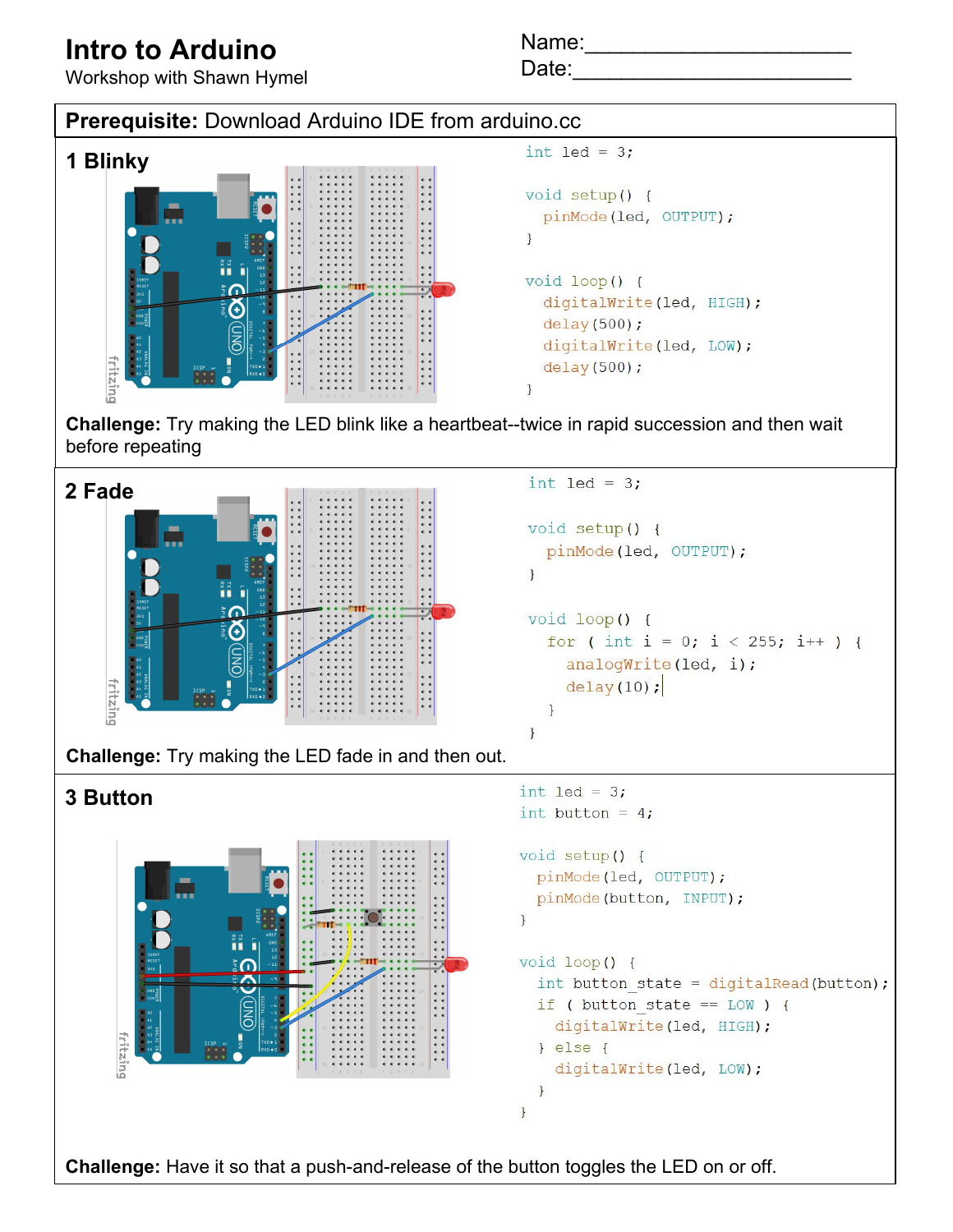# Intro to Arduino

Workshop with Shawn Hymel

Name:________________________

Date:________________________

**Prerequisite:** Download Arduino IDE from arduino.cc

## 1 Blinky

```
int led = 3;

void setup() {
  pinMode(led, OUTPUT);
}

void loop() {
  digitalWrite(led, HIGH);
  delay(500);
  digitalWrite(led, LOW);
  delay(500);
}
```

**Challenge:** Try making the LED blink like a heartbeat--twice in rapid succession and then wait before repeating

## 2 Fade

```
int led = 3;

void setup() {
  pinMode(led, OUTPUT);
}

void loop() {
  for ( int i = 0; i < 255; i++ ) {
    analogWrite(led, i);
    delay(10);
  }
}
```

**Challenge:** Try making the LED fade in and then out.

## 3 Button

```
int led = 3;
int button = 4;

void setup() {
  pinMode(led, OUTPUT);
  pinMode(button, INPUT);
}

void loop() {
  int button_state = digitalRead(button);
  if ( button_state == LOW ) {
    digitalWrite(led, HIGH);
  } else {
    digitalWrite(led, LOW);
  }
}
```

**Challenge:** Have it so that a push-and-release of the button toggles the LED on or off.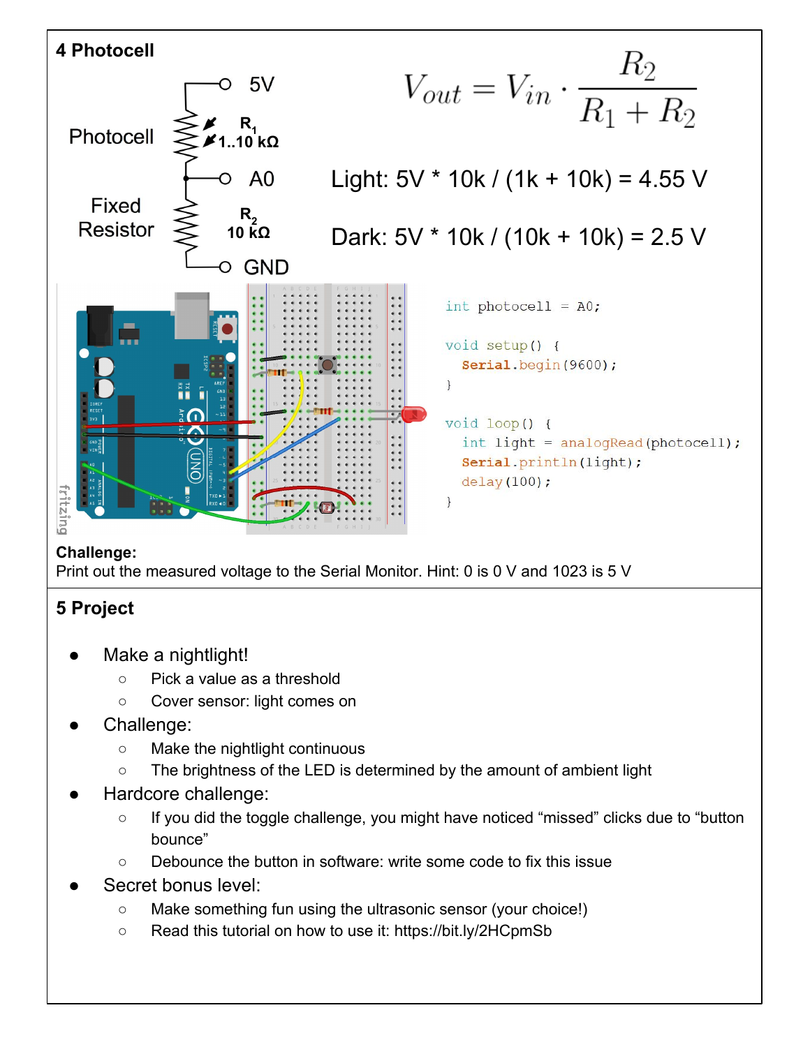## 4 Photocell

Photocell — $R_1$ 1..10 kΩ — 5V

A0

Fixed Resistor — $R_2$ 10 kΩ — GND

$$V_{out} = V_{in} \cdot \frac{R_2}{R_1 + R_2}$$

Light: 5V * 10k / (1k + 10k) = 4.55 V

Dark: 5V * 10k / (10k + 10k) = 2.5 V

```
int photocell = A0;

void setup() {
  Serial.begin(9600);
}

void loop() {
  int light = analogRead(photocell);
  Serial.println(light);
  delay(100);
}
```

**Challenge:**
Print out the measured voltage to the Serial Monitor. Hint: 0 is 0 V and 1023 is 5 V

## 5 Project

- Make a nightlight!
  - Pick a value as a threshold
  - Cover sensor: light comes on
- Challenge:
  - Make the nightlight continuous
  - The brightness of the LED is determined by the amount of ambient light
- Hardcore challenge:
  - If you did the toggle challenge, you might have noticed "missed" clicks due to "button bounce"
  - Debounce the button in software: write some code to fix this issue
- Secret bonus level:
  - Make something fun using the ultrasonic sensor (your choice!)
  - Read this tutorial on how to use it: https://bit.ly/2HCpmSb